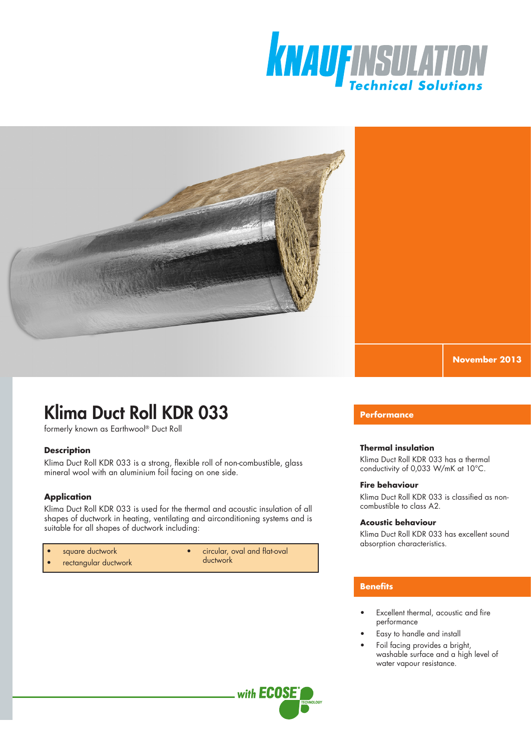KNAUF INSULATION Technical Solutions

November 2013

# Klima Duct Roll KDR 033

formerly known as Earthwool® Duct Roll

### Description

Klima Duct Roll KDR 033 is a strong, flexible roll of non-combustible, glass mineral wool with an aluminium foil facing on one side.

### Application

Klima Duct Roll KDR 033 is used for the thermal and acoustic insulation of all shapes of ductwork in heating, ventilating and airconditioning systems and is suitable for all shapes of ductwork including:

- square ductwork
- rectangular ductwork
- circular, oval and flat-oval ductwork

## Performance

### Thermal insulation

Klima Duct Roll KDR 033 has a thermal conductivity of 0,033 W/mK at 10°C.

### Fire behaviour

Klima Duct Roll KDR 033 is classified as non-combustible to class A2.

### Acoustic behaviour

Klima Duct Roll KDR 033 has excellent sound absorption characteristics.

## Benefits

- Excellent thermal, acoustic and fire performance
- Easy to handle and install
- Foil facing provides a bright, washable surface and a high level of water vapour resistance.

with ECOSE® TECHNOLOGY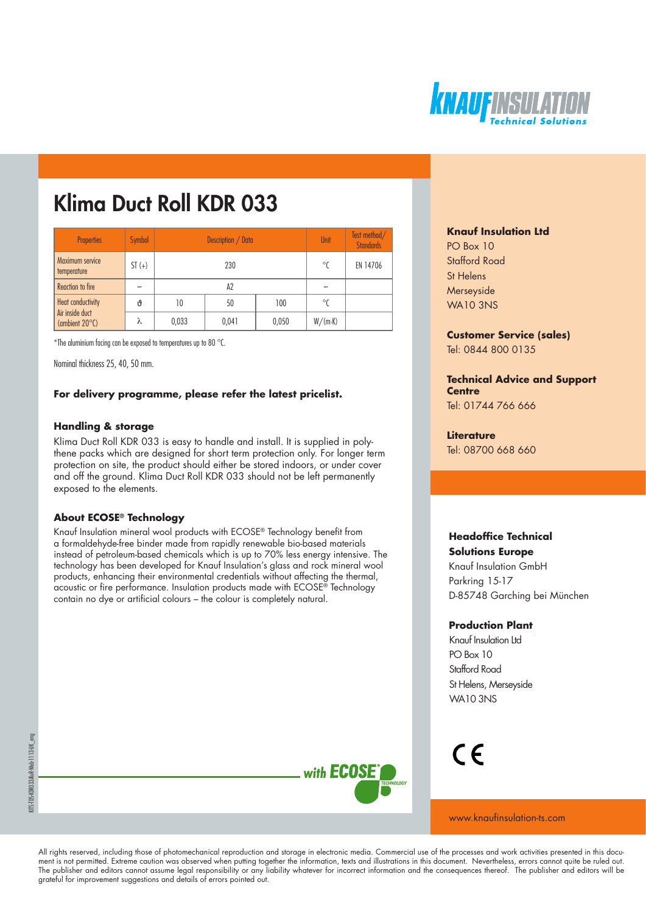# Klima Duct Roll KDR 033

| Properties | Symbol | Description / Data | | | Unit | Test method/ Standards |
|---|---|---|---|---|---|---|
| Maximum service temperature | ST (+) | 230 | | | °C | EN 14706 |
| Reaction to fire | – | A2 | | | – | |
| Heat conductivity Air inside duct (ambient 20°C) | ϑ | 10 | 50 | 100 | °C | |
| | λ | 0,033 | 0,041 | 0,050 | W/(m·K) | |

*The aluminium facing can be exposed to temperatures up to 80 °C.

Nominal thickness 25, 40, 50 mm.

**For delivery programme, please refer the latest pricelist.**

### Handling & storage

Klima Duct Roll KDR 033 is easy to handle and install. It is supplied in polythene packs which are designed for short term protection only. For longer term protection on site, the product should either be stored indoors, or under cover and off the ground. Klima Duct Roll KDR 033 should not be left permanently exposed to the elements.

### About ECOSE® Technology

Knauf Insulation mineral wool products with ECOSE® Technology benefit from a formaldehyde-free binder made from rapidly renewable bio-based materials instead of petroleum-based chemicals which is up to 70% less energy intensive. The technology has been developed for Knauf Insulation's glass and rock mineral wool products, enhancing their environmental credentials without affecting the thermal, acoustic or fire performance. Insulation products made with ECOSE® Technology contain no dye or artificial colours – the colour is completely natural.

with ECOSE® TECHNOLOGY

KITS-TDS-KDR033-KnR-Web-1113-UK_eng

**Knauf Insulation Ltd**
PO Box 10
Stafford Road
St Helens
Merseyside
WA10 3NS

**Customer Service (sales)**
Tel: 0844 800 0135

**Technical Advice and Support Centre**
Tel: 01744 766 666

**Literature**
Tel: 08700 668 660

**Headoffice Technical Solutions Europe**
Knauf Insulation GmbH
Parkring 15-17
D-85748 Garching bei München

**Production Plant**
Knauf Insulation Ltd
PO Box 10
Stafford Road
St Helens, Merseyside
WA10 3NS

CE

www.knaufinsulation-ts.com

All rights reserved, including those of photomechanical reproduction and storage in electronic media. Commercial use of the processes and work activities presented in this document is not permitted. Extreme caution was observed when putting together the information, texts and illustrations in this document. Nevertheless, errors cannot quite be ruled out. The publisher and editors cannot assume legal responsibility or any liability whatever for incorrect information and the consequences thereof. The publisher and editors will be grateful for improvement suggestions and details of errors pointed out.